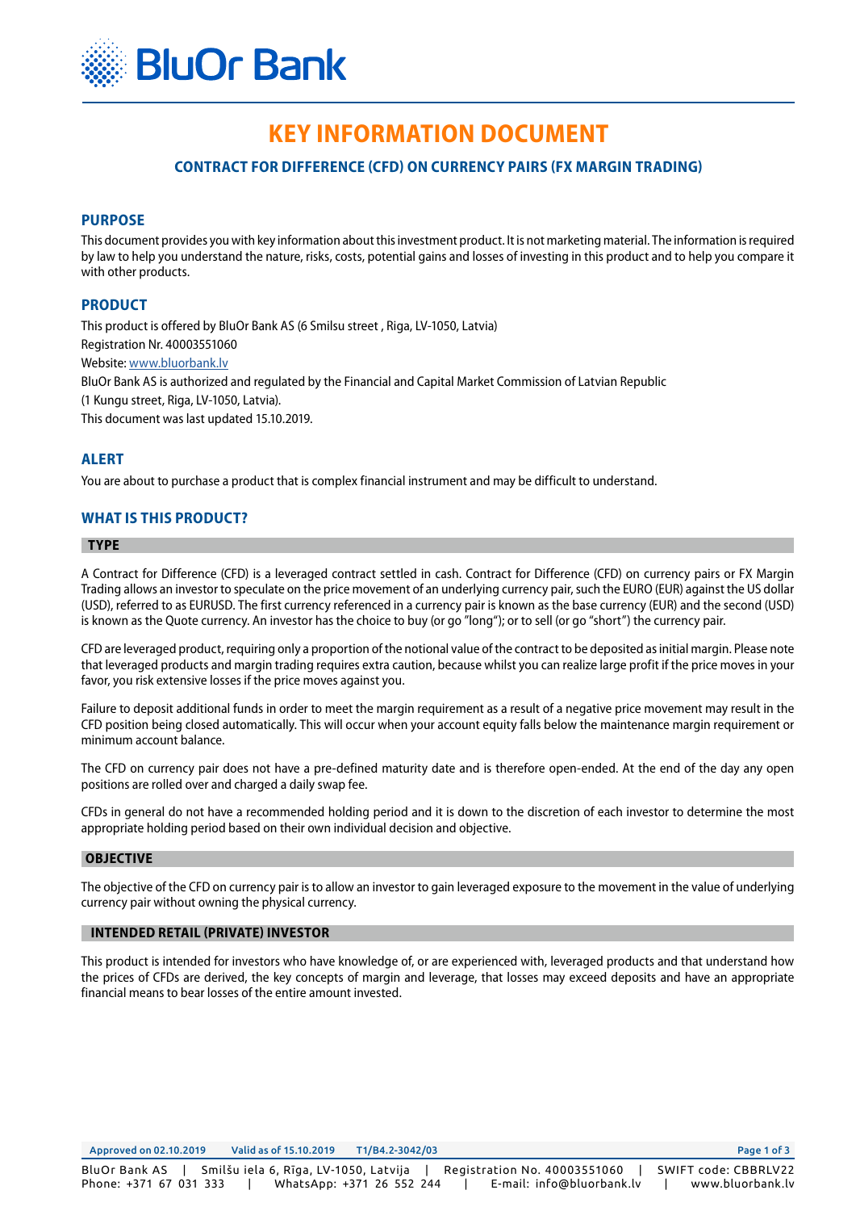# KEY INFORMATION DOCUMENT

## CONTRACT FOR DIFFERENCE (CFD) ON CURRENCY PAIRS (FX MARGIN TRADING)

### PURPOSE

This document provides you with key information about this investment product. It is not marketing material. The information is required by law to help you understand the nature, risks, costs, potential gains and losses of investing in this product and to help you compare it with other products.

### PRODUCT

This product is offered by BluOr Bank AS (6 Smilsu street , Riga, LV-1050, Latvia)

Registration Nr. 40003551060

Website: www.bluorbank.lv

BluOr Bank AS is authorized and regulated by the Financial and Capital Market Commission of Latvian Republic

(1 Kungu street, Riga, LV-1050, Latvia).

This document was last updated 15.10.2019.

### ALERT

You are about to purchase a product that is complex financial instrument and may be difficult to understand.

### WHAT IS THIS PRODUCT?

#### TYPE

A Contract for Difference (CFD) is a leveraged contract settled in cash. Contract for Difference (CFD) on currency pairs or FX Margin Trading allows an investor to speculate on the price movement of an underlying currency pair, such the EURO (EUR) against the US dollar (USD), referred to as EURUSD. The first currency referenced in a currency pair is known as the base currency (EUR) and the second (USD) is known as the Quote currency. An investor has the choice to buy (or go "long"); or to sell (or go "short") the currency pair.

CFD are leveraged product, requiring only a proportion of the notional value of the contract to be deposited as initial margin. Please note that leveraged products and margin trading requires extra caution, because whilst you can realize large profit if the price moves in your favor, you risk extensive losses if the price moves against you.

Failure to deposit additional funds in order to meet the margin requirement as a result of a negative price movement may result in the CFD position being closed automatically. This will occur when your account equity falls below the maintenance margin requirement or minimum account balance.

The CFD on currency pair does not have a pre-defined maturity date and is therefore open-ended. At the end of the day any open positions are rolled over and charged a daily swap fee.

CFDs in general do not have a recommended holding period and it is down to the discretion of each investor to determine the most appropriate holding period based on their own individual decision and objective.

#### OBJECTIVE

The objective of the CFD on currency pair is to allow an investor to gain leveraged exposure to the movement in the value of underlying currency pair without owning the physical currency.

#### INTENDED RETAIL (PRIVATE) INVESTOR

This product is intended for investors who have knowledge of, or are experienced with, leveraged products and that understand how the prices of CFDs are derived, the key concepts of margin and leverage, that losses may exceed deposits and have an appropriate financial means to bear losses of the entire amount invested.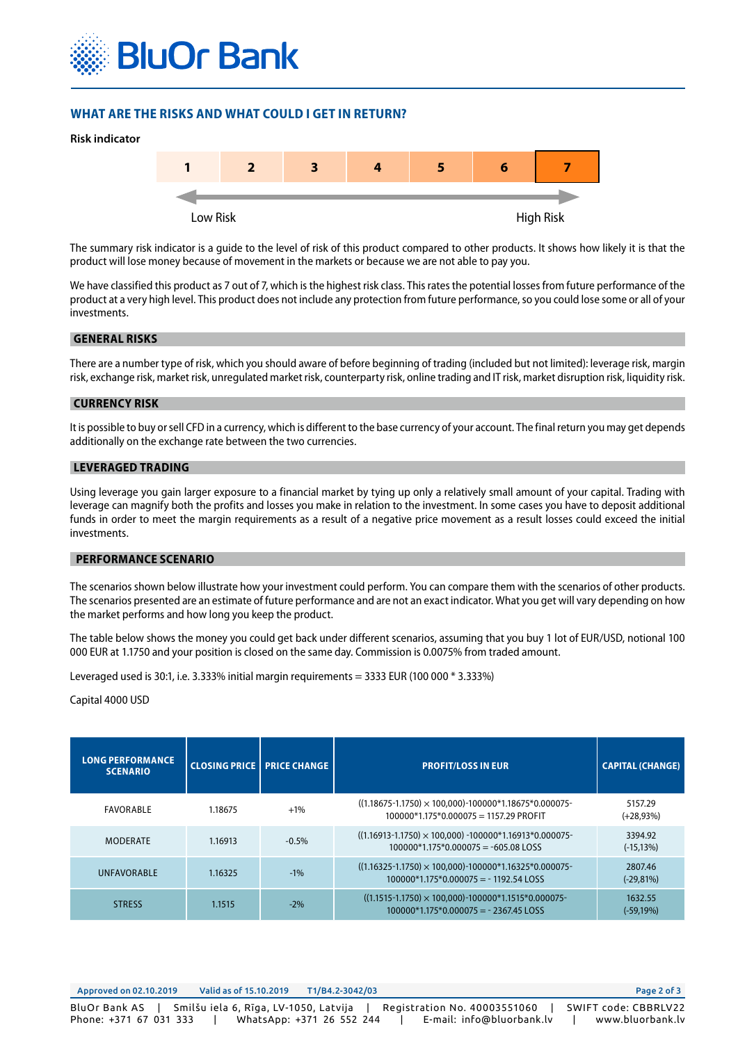## WHAT ARE THE RISKS AND WHAT COULD I GET IN RETURN?

**Risk indicator**

| 1 | 2 | 3 | 4 | 5 | 6 | **7** |
|---|---|---|---|---|---|---|

Low Risk → High Risk

The summary risk indicator is a guide to the level of risk of this product compared to other products. It shows how likely it is that the product will lose money because of movement in the markets or because we are not able to pay you.

We have classified this product as 7 out of 7, which is the highest risk class. This rates the potential losses from future performance of the product at a very high level. This product does not include any protection from future performance, so you could lose some or all of your investments.

### GENERAL RISKS

There are a number type of risk, which you should aware of before beginning of trading (included but not limited): leverage risk, margin risk, exchange risk, market risk, unregulated market risk, counterparty risk, online trading and IT risk, market disruption risk, liquidity risk.

### CURRENCY RISK

It is possible to buy or sell CFD in a currency, which is different to the base currency of your account. The final return you may get depends additionally on the exchange rate between the two currencies.

### LEVERAGED TRADING

Using leverage you gain larger exposure to a financial market by tying up only a relatively small amount of your capital. Trading with leverage can magnify both the profits and losses you make in relation to the investment. In some cases you have to deposit additional funds in order to meet the margin requirements as a result of a negative price movement as a result losses could exceed the initial investments.

### PERFORMANCE SCENARIO

The scenarios shown below illustrate how your investment could perform. You can compare them with the scenarios of other products. The scenarios presented are an estimate of future performance and are not an exact indicator. What you get will vary depending on how the market performs and how long you keep the product.

The table below shows the money you could get back under different scenarios, assuming that you buy 1 lot of EUR/USD, notional 100 000 EUR at 1.1750 and your position is closed on the same day. Commission is 0.0075% from traded amount.

Leveraged used is 30:1, i.e. 3.333% initial margin requirements = 3333 EUR (100 000 * 3.333%)

Capital 4000 USD

| LONG PERFORMANCE SCENARIO | CLOSING PRICE | PRICE CHANGE | PROFIT/LOSS IN EUR | CAPITAL (CHANGE) |
|---|---|---|---|---|
| FAVORABLE | 1.18675 | +1% | ((1.18675-1.1750) × 100,000)-100000*1.18675*0.000075-100000*1.175*0.000075 = 1157.29 PROFIT | 5157.29 (+28,93%) |
| MODERATE | 1.16913 | -0.5% | ((1.16913-1.1750) × 100,000) -100000*1.16913*0.000075-100000*1.175*0.000075 = -605.08 LOSS | 3394.92 (-15,13%) |
| UNFAVORABLE | 1.16325 | -1% | ((1.16325-1.1750) × 100,000)-100000*1.16325*0.000075-100000*1.175*0.000075 = - 1192.54 LOSS | 2807.46 (-29,81%) |
| STRESS | 1.1515 | -2% | ((1.1515-1.1750) × 100,000)-100000*1.1515*0.000075-100000*1.175*0.000075 = - 2367.45 LOSS | 1632.55 (-59,19%) |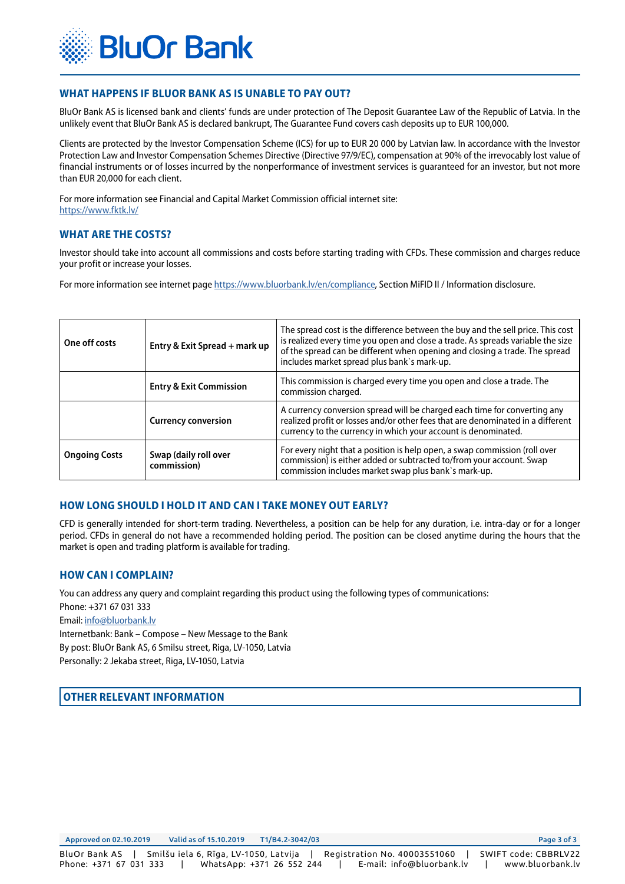## WHAT HAPPENS IF BLUOR BANK AS IS UNABLE TO PAY OUT?

BluOr Bank AS is licensed bank and clients' funds are under protection of The Deposit Guarantee Law of the Republic of Latvia. In the unlikely event that BluOr Bank AS is declared bankrupt, The Guarantee Fund covers cash deposits up to EUR 100,000.

Clients are protected by the Investor Compensation Scheme (ICS) for up to EUR 20 000 by Latvian law. In accordance with the Investor Protection Law and Investor Compensation Schemes Directive (Directive 97/9/EC), compensation at 90% of the irrevocably lost value of financial instruments or of losses incurred by the nonperformance of investment services is guaranteed for an investor, but not more than EUR 20,000 for each client.

For more information see Financial and Capital Market Commission official internet site:
https://www.fktk.lv/

## WHAT ARE THE COSTS?

Investor should take into account all commissions and costs before starting trading with CFDs. These commission and charges reduce your profit or increase your losses.

For more information see internet page https://www.bluorbank.lv/en/compliance, Section MiFID II / Information disclosure.

| | | |
|---|---|---|
| **One off costs** | **Entry & Exit Spread + mark up** | The spread cost is the difference between the buy and the sell price. This cost is realized every time you open and close a trade. As spreads variable the size of the spread can be different when opening and closing a trade. The spread includes market spread plus bank`s mark-up. |
| | **Entry & Exit Commission** | This commission is charged every time you open and close a trade. The commission charged. |
| | **Currency conversion** | A currency conversion spread will be charged each time for converting any realized profit or losses and/or other fees that are denominated in a different currency to the currency in which your account is denominated. |
| **Ongoing Costs** | **Swap (daily roll over commission)** | For every night that a position is help open, a swap commission (roll over commission) is either added or subtracted to/from your account. Swap commission includes market swap plus bank`s mark-up. |

## HOW LONG SHOULD I HOLD IT AND CAN I TAKE MONEY OUT EARLY?

CFD is generally intended for short-term trading. Nevertheless, a position can be help for any duration, i.e. intra-day or for a longer period. CFDs in general do not have a recommended holding period. The position can be closed anytime during the hours that the market is open and trading platform is available for trading.

## HOW CAN I COMPLAIN?

You can address any query and complaint regarding this product using the following types of communications:

Phone: +371 67 031 333

Email: info@bluorbank.lv

Internetbank: Bank – Compose – New Message to the Bank

By post: BluOr Bank AS, 6 Smilsu street, Riga, LV-1050, Latvia

Personally: 2 Jekaba street, Riga, LV-1050, Latvia

## OTHER RELEVANT INFORMATION

Approved on 02.10.2019 Valid as of 15.10.2019 T1/B4.2-3042/03